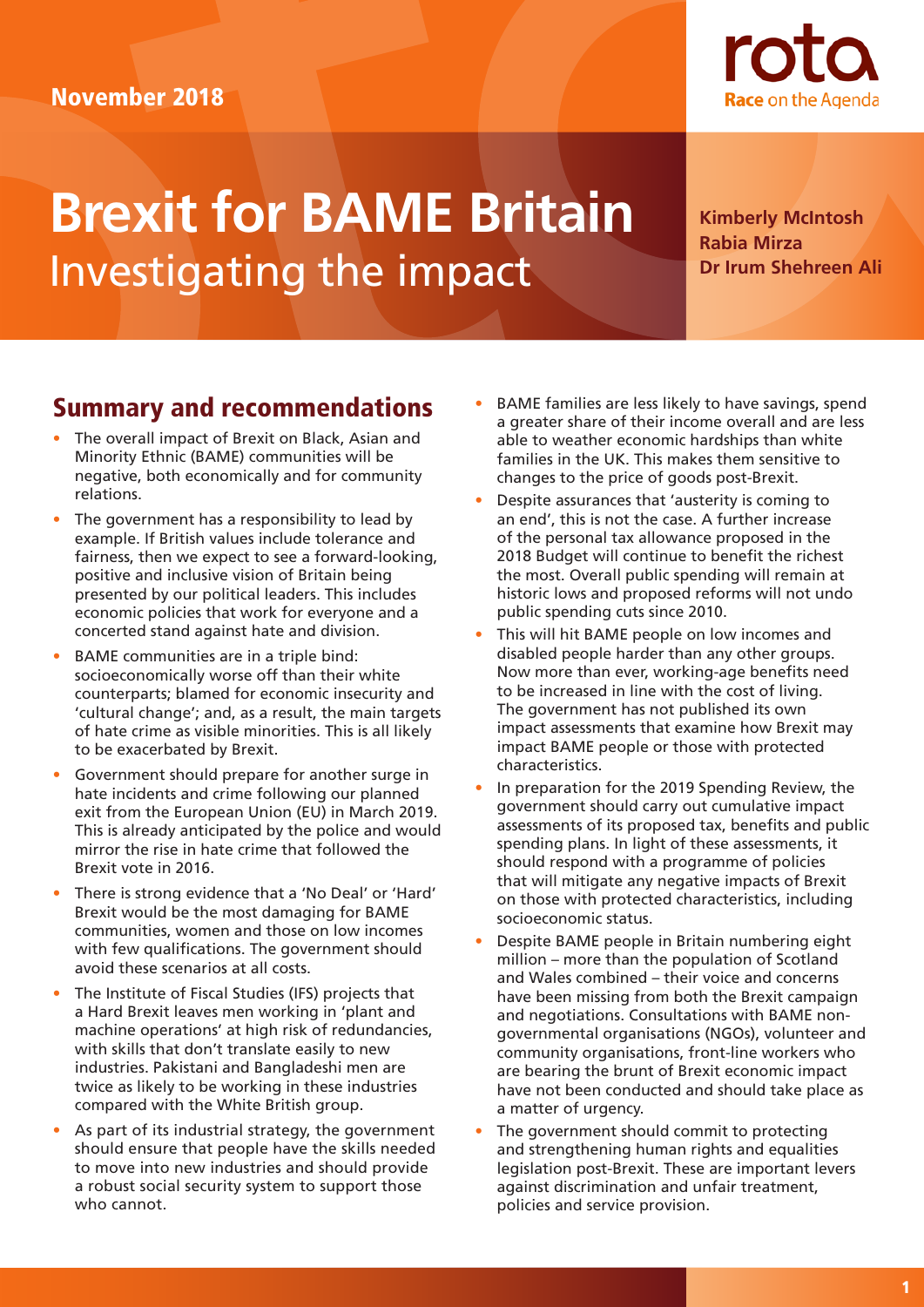November 2018

rota
Race on the Agenda

# Brexit for BAME Britain
Investigating the impact

**Kimberly McIntosh**
**Rabia Mirza**
**Dr Irum Shehreen Ali**

## Summary and recommendations

- The overall impact of Brexit on Black, Asian and Minority Ethnic (BAME) communities will be negative, both economically and for community relations.
- The government has a responsibility to lead by example. If British values include tolerance and fairness, then we expect to see a forward-looking, positive and inclusive vision of Britain being presented by our political leaders. This includes economic policies that work for everyone and a concerted stand against hate and division.
- BAME communities are in a triple bind: socioeconomically worse off than their white counterparts; blamed for economic insecurity and 'cultural change'; and, as a result, the main targets of hate crime as visible minorities. This is all likely to be exacerbated by Brexit.
- Government should prepare for another surge in hate incidents and crime following our planned exit from the European Union (EU) in March 2019. This is already anticipated by the police and would mirror the rise in hate crime that followed the Brexit vote in 2016.
- There is strong evidence that a 'No Deal' or 'Hard' Brexit would be the most damaging for BAME communities, women and those on low incomes with few qualifications. The government should avoid these scenarios at all costs.
- The Institute of Fiscal Studies (IFS) projects that a Hard Brexit leaves men working in 'plant and machine operations' at high risk of redundancies, with skills that don't translate easily to new industries. Pakistani and Bangladeshi men are twice as likely to be working in these industries compared with the White British group.
- As part of its industrial strategy, the government should ensure that people have the skills needed to move into new industries and should provide a robust social security system to support those who cannot.
- BAME families are less likely to have savings, spend a greater share of their income overall and are less able to weather economic hardships than white families in the UK. This makes them sensitive to changes to the price of goods post-Brexit.
- Despite assurances that 'austerity is coming to an end', this is not the case. A further increase of the personal tax allowance proposed in the 2018 Budget will continue to benefit the richest the most. Overall public spending will remain at historic lows and proposed reforms will not undo public spending cuts since 2010.
- This will hit BAME people on low incomes and disabled people harder than any other groups. Now more than ever, working-age benefits need to be increased in line with the cost of living. The government has not published its own impact assessments that examine how Brexit may impact BAME people or those with protected characteristics.
- In preparation for the 2019 Spending Review, the government should carry out cumulative impact assessments of its proposed tax, benefits and public spending plans. In light of these assessments, it should respond with a programme of policies that will mitigate any negative impacts of Brexit on those with protected characteristics, including socioeconomic status.
- Despite BAME people in Britain numbering eight million – more than the population of Scotland and Wales combined – their voice and concerns have been missing from both the Brexit campaign and negotiations. Consultations with BAME non-governmental organisations (NGOs), volunteer and community organisations, front-line workers who are bearing the brunt of Brexit economic impact have not been conducted and should take place as a matter of urgency.
- The government should commit to protecting and strengthening human rights and equalities legislation post-Brexit. These are important levers against discrimination and unfair treatment, policies and service provision.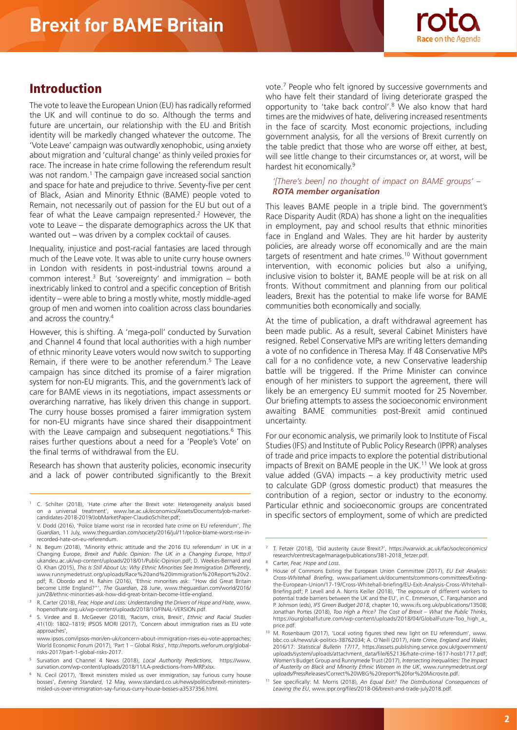## Introduction

The vote to leave the European Union (EU) has radically reformed the UK and will continue to do so. Although the terms and future are uncertain, our relationship with the EU and British identity will be markedly changed whatever the outcome. The 'Vote Leave' campaign was outwardly xenophobic, using anxiety about migration and 'cultural change' as thinly veiled proxies for race. The increase in hate crime following the referendum result was not random.[1] The campaign gave increased social sanction and space for hate and prejudice to thrive. Seventy-five per cent of Black, Asian and Minority Ethnic (BAME) people voted to Remain, not necessarily out of passion for the EU but out of a fear of what the Leave campaign represented.[2] However, the vote to Leave – the disparate demographics across the UK that wanted out – was driven by a complex cocktail of causes.

Inequality, injustice and post-racial fantasies are laced through much of the Leave vote. It was able to unite curry house owners in London with residents in post-industrial towns around a common interest.[3] But 'sovereignty' and immigration – both inextricably linked to control and a specific conception of British identity – were able to bring a mostly white, mostly middle-aged group of men and women into coalition across class boundaries and across the country.[4]

However, this is shifting. A 'mega-poll' conducted by Survation and Channel 4 found that local authorities with a high number of ethnic minority Leave voters would now switch to supporting Remain, if there were to be another referendum.[5] The Leave campaign has since ditched its promise of a fairer migration system for non-EU migrants. This, and the government's lack of care for BAME views in its negotiations, impact assessments or overarching narrative, has likely driven this change in support. The curry house bosses promised a fairer immigration system for non-EU migrants have since shared their disappointment with the Leave campaign and subsequent negotiations.[6] This raises further questions about a need for a 'People's Vote' on the final terms of withdrawal from the EU.

Research has shown that austerity policies, economic insecurity and a lack of power contributed significantly to the Brexit vote.[7] People who felt ignored by successive governments and who have felt their standard of living deteriorate grasped the opportunity to 'take back control'.[8] We also know that hard times are the midwives of hate, delivering increased resentments in the face of scarcity. Most economic projections, including government analysis, for all the versions of Brexit currently on the table predict that those who are worse off either, at best, will see little change to their circumstances or, at worst, will be hardest hit economically.[9]

*'[There's been] no thought of impact on BAME groups' –* ***ROTA member organisation***

This leaves BAME people in a triple bind. The government's Race Disparity Audit (RDA) has shone a light on the inequalities in employment, pay and school results that ethnic minorities face in England and Wales. They are hit harder by austerity policies, are already worse off economically and are the main targets of resentment and hate crimes.[10] Without government intervention, with economic policies but also a unifying, inclusive vision to bolster it, BAME people will be at risk on all fronts. Without commitment and planning from our political leaders, Brexit has the potential to make life worse for BAME communities both economically and socially.

At the time of publication, a draft withdrawal agreement has been made public. As a result, several Cabinet Ministers have resigned. Rebel Conservative MPs are writing letters demanding a vote of no confidence in Theresa May. If 48 Conservative MPs call for a no confidence vote, a new Conservative leadership battle will be triggered. If the Prime Minister can convince enough of her ministers to support the agreement, there will likely be an emergency EU summit mooted for 25 November. Our briefing attempts to assess the socioeconomic environment awaiting BAME communities post-Brexit amid continued uncertainty.

For our economic analysis, we primarily look to Institute of Fiscal Studies (IFS) and Institute of Public Policy Research (IPPR) analyses of trade and price impacts to explore the potential distributional impacts of Brexit on BAME people in the UK.[11] We look at gross value added (GVA) impacts – a key productivity metric used to calculate GDP (gross domestic product) that measures the contribution of a region, sector or industry to the economy. Particular ethnic and socioeconomic groups are concentrated in specific sectors of employment, some of which are predicted

---

[1] C. Schilter (2018), 'Hate crime after the Brexit vote: Heterogeneity analysis based on a universal treatment', www.lse.ac.uk/economics/Assets/Documents/job-market-candidates-2018-2019/JobMarketPaper-ClaudioSchilter.pdf;
V. Dodd (2016), 'Police blame worst rise in recorded hate crime on EU referendum', *The Guardian*, 11 July, www.theguardian.com/society/2016/jul/11/police-blame-worst-rise-in-recorded-hate-on-eu-referendum.

[2] N. Begum (2018), 'Minority ethnic attitude and the 2016 EU referendum' in UK in a Changing Europe, *Brexit and Public Opinion: The UK in a Changing Europe*, http://ukandeu.ac.uk/wp-content/uploads/2018/01/Public-Opinion.pdf; D. Weekes-Bernard and O. Khan (2015), *This Is Still About Us: Why Ethnic Minorities See Immigration Differently*, www.runnymedetrust.org/uploads/Race%20and%20Immigration%20Report%20v2.pdf; R. Obordo and H. Rahim (2016), 'Ethnic minorities ask: "How did Great Britain become Little England?"', *The Guardian*, 28 June, www.theguardian.com/world/2016/jun/28/ethnic-minorities-ask-how-did-great-britain-become-little-england.

[3] R. Carter (2018), *Fear, Hope and Loss: Understanding the Drivers of Hope and Hate*, www.hopenothate.org.uk/wp-content/uploads/2018/10/FINAL-VERSION.pdf.

[4] S. Virdee and B. McGeever (2018), 'Racism, crisis, Brexit', *Ethnic and Racial Studies* 41(10): 1802–1819; IPSOS MORI (2017), 'Concern about immigration rises as EU vote approaches',
www.ipsos.com/ipsos-mori/en-uk/concern-immigration-rises-eu-vote-approaches; World Economic Forum (2017), 'Part 1 – Global Risks', http://reports.weforum.org/global-risks-2017/part-1-global-risks-2017.

[5] Survation and Channel 4 News (2018), *Local Authority Predictions*, https://www.survation.com/wp-content/uploads/2018/11/LA-predictions-from-MRP.xlsx.

[6] N. Cecil (2017), 'Brexit ministers misled us over immigration, say furious curry house bosses', *Evening Standard*, 12 May, www.standard.co.uk/news/politics/brexit-ministers-misled-us-over-immigration-say-furious-curry-house-bosses-a3537356.html.

[7] T. Fetzer (2018), 'Did austerity cause Brexit?', https://warwick.ac.uk/fac/soc/economics/research/centres/cage/manage/publications/381-2018_fetzer.pdf.

[8] Carter, *Fear, Hope and Loss*.

[9] House of Commons Exiting the European Union Committee (2017), *EU Exit Analysis: Cross-Whitehall Briefing*, www.parliament.uk/documents/commons-committees/Exiting-the-European-Union/17-19/Cross-Whitehall-briefing/EU-Exit-Analysis-Cross-Whitehall-Briefing.pdf; P. Levell and A. Norris Keiller (2018), 'The exposure of different workers to potential trade barriers between the UK and the EU', in C. Emmerson, C. Farquharson and P. Johnson (eds), *IFS Green Budget 2018*, chapter 10, www.ifs.org.uk/publications/13508; Jonathan Portes (2018), *Too High a Price? The Cost of Brexit – What the Public Thinks*, https://ourglobalfuture.com/wp-content/uploads/2018/04/GlobalFuture-Too_high_a_price.pdf.

[10] M. Rosenbaum (2017), 'Local voting figures shed new light on EU referendum', www.bbc.co.uk/news/uk-politics-38762034; A. O'Neill (2017), *Hate Crime, England and Wales, 2016/17: Statistical Bulletin 17/17*, https://assets.publishing.service.gov.uk/government/uploads/system/uploads/attachment_data/file/652136/hate-crime-1617-hosb1717.pdf; Women's Budget Group and Runnymede Trust (2017), *Intersecting Inequalities: The Impact of Austerity on Black and Minority Ethnic Women in the UK*, www.runnymedetrust.org/uploads/PressReleases/Correct%20WBG%20report%20for%20Microsite.pdf.

[11] See specifically: M. Morris (2018), *An Equal Exit? The Distributional Consequences of Leaving the EU*, www.ippr.org/files/2018-06/brexit-and-trade-july2018.pdf.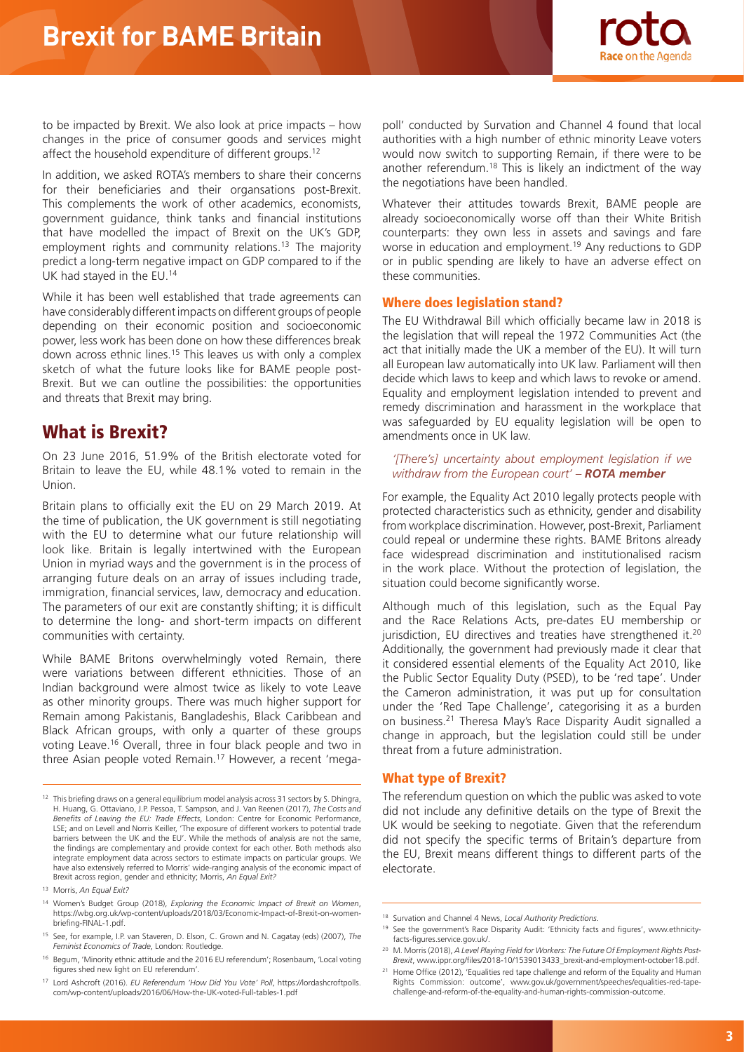to be impacted by Brexit. We also look at price impacts – how changes in the price of consumer goods and services might affect the household expenditure of different groups.[12]

In addition, we asked ROTA's members to share their concerns for their beneficiaries and their organsations post-Brexit. This complements the work of other academics, economists, government guidance, think tanks and financial institutions that have modelled the impact of Brexit on the UK's GDP, employment rights and community relations.[13] The majority predict a long-term negative impact on GDP compared to if the UK had stayed in the EU.[14]

While it has been well established that trade agreements can have considerably different impacts on different groups of people depending on their economic position and socioeconomic power, less work has been done on how these differences break down across ethnic lines.[15] This leaves us with only a complex sketch of what the future looks like for BAME people post-Brexit. But we can outline the possibilities: the opportunities and threats that Brexit may bring.

## What is Brexit?

On 23 June 2016, 51.9% of the British electorate voted for Britain to leave the EU, while 48.1% voted to remain in the Union.

Britain plans to officially exit the EU on 29 March 2019. At the time of publication, the UK government is still negotiating with the EU to determine what our future relationship will look like. Britain is legally intertwined with the European Union in myriad ways and the government is in the process of arranging future deals on an array of issues including trade, immigration, financial services, law, democracy and education. The parameters of our exit are constantly shifting; it is difficult to determine the long- and short-term impacts on different communities with certainty.

While BAME Britons overwhelmingly voted Remain, there were variations between different ethnicities. Those of an Indian background were almost twice as likely to vote Leave as other minority groups. There was much higher support for Remain among Pakistanis, Bangladeshis, Black Caribbean and Black African groups, with only a quarter of these groups voting Leave.[16] Overall, three in four black people and two in three Asian people voted Remain.[17] However, a recent 'mega-poll' conducted by Survation and Channel 4 found that local authorities with a high number of ethnic minority Leave voters would now switch to supporting Remain, if there were to be another referendum.[18] This is likely an indictment of the way the negotiations have been handled.

Whatever their attitudes towards Brexit, BAME people are already socioeconomically worse off than their White British counterparts: they own less in assets and savings and fare worse in education and employment.[19] Any reductions to GDP or in public spending are likely to have an adverse effect on these communities.

### Where does legislation stand?

The EU Withdrawal Bill which officially became law in 2018 is the legislation that will repeal the 1972 Communities Act (the act that initially made the UK a member of the EU). It will turn all European law automatically into UK law. Parliament will then decide which laws to keep and which laws to revoke or amend. Equality and employment legislation intended to prevent and remedy discrimination and harassment in the workplace that was safeguarded by EU equality legislation will be open to amendments once in UK law.

*'[There's] uncertainty about employment legislation if we withdraw from the European court' –* ***ROTA member***

For example, the Equality Act 2010 legally protects people with protected characteristics such as ethnicity, gender and disability from workplace discrimination. However, post-Brexit, Parliament could repeal or undermine these rights. BAME Britons already face widespread discrimination and institutionalised racism in the work place. Without the protection of legislation, the situation could become significantly worse.

Although much of this legislation, such as the Equal Pay and the Race Relations Acts, pre-dates EU membership or jurisdiction, EU directives and treaties have strengthened it.[20] Additionally, the government had previously made it clear that it considered essential elements of the Equality Act 2010, like the Public Sector Equality Duty (PSED), to be 'red tape'. Under the Cameron administration, it was put up for consultation under the 'Red Tape Challenge', categorising it as a burden on business.[21] Theresa May's Race Disparity Audit signalled a change in approach, but the legislation could still be under threat from a future administration.

### What type of Brexit?

The referendum question on which the public was asked to vote did not include any definitive details on the type of Brexit the UK would be seeking to negotiate. Given that the referendum did not specify the specific terms of Britain's departure from the EU, Brexit means different things to different parts of the electorate.

---

[12] This briefing draws on a general equilibrium model analysis across 31 sectors by S. Dhingra, H. Huang, G. Ottaviano, J.P. Pessoa, T. Sampson, and J. Van Reenen (2017), *The Costs and Benefits of Leaving the EU: Trade Effects*, London: Centre for Economic Performance, LSE; and on Levell and Norris Keiller, 'The exposure of different workers to potential trade barriers between the UK and the EU'. While the methods of analysis are not the same, the findings are complementary and provide context for each other. Both methods also integrate employment data across sectors to estimate impacts on particular groups. We have also extensively referred to Morris' wide-ranging analysis of the economic impact of Brexit across region, gender and ethnicity; Morris, *An Equal Exit?*

[13] Morris, *An Equal Exit?*

[14] Women's Budget Group (2018), *Exploring the Economic Impact of Brexit on Women*, https://wbg.org.uk/wp-content/uploads/2018/03/Economic-Impact-of-Brexit-on-women-briefing-FINAL-1.pdf.

[15] See, for example, I.P. van Staveren, D. Elson, C. Grown and N. Cagatay (eds) (2007), *The Feminist Economics of Trade*, London: Routledge.

[16] Begum, 'Minority ethnic attitude and the 2016 EU referendum'; Rosenbaum, 'Local voting figures shed new light on EU referendum'.

[17] Lord Ashcroft (2016). *EU Referendum 'How Did You Vote' Poll*, https://lordashcroftpolls.com/wp-content/uploads/2016/06/How-the-UK-voted-Full-tables-1.pdf

[18] Survation and Channel 4 News, *Local Authority Predictions*.

[19] See the government's Race Disparity Audit: 'Ethnicity facts and figures', www.ethnicity-facts-figures.service.gov.uk/.

[20] M. Morris (2018), *A Level Playing Field for Workers: The Future Of Employment Rights Post-Brexit*, www.ippr.org/files/2018-10/1539013433_brexit-and-employment-october18.pdf.

[21] Home Office (2012), 'Equalities red tape challenge and reform of the Equality and Human Rights Commission: outcome', www.gov.uk/government/speeches/equalities-red-tape-challenge-and-reform-of-the-equality-and-human-rights-commission-outcome.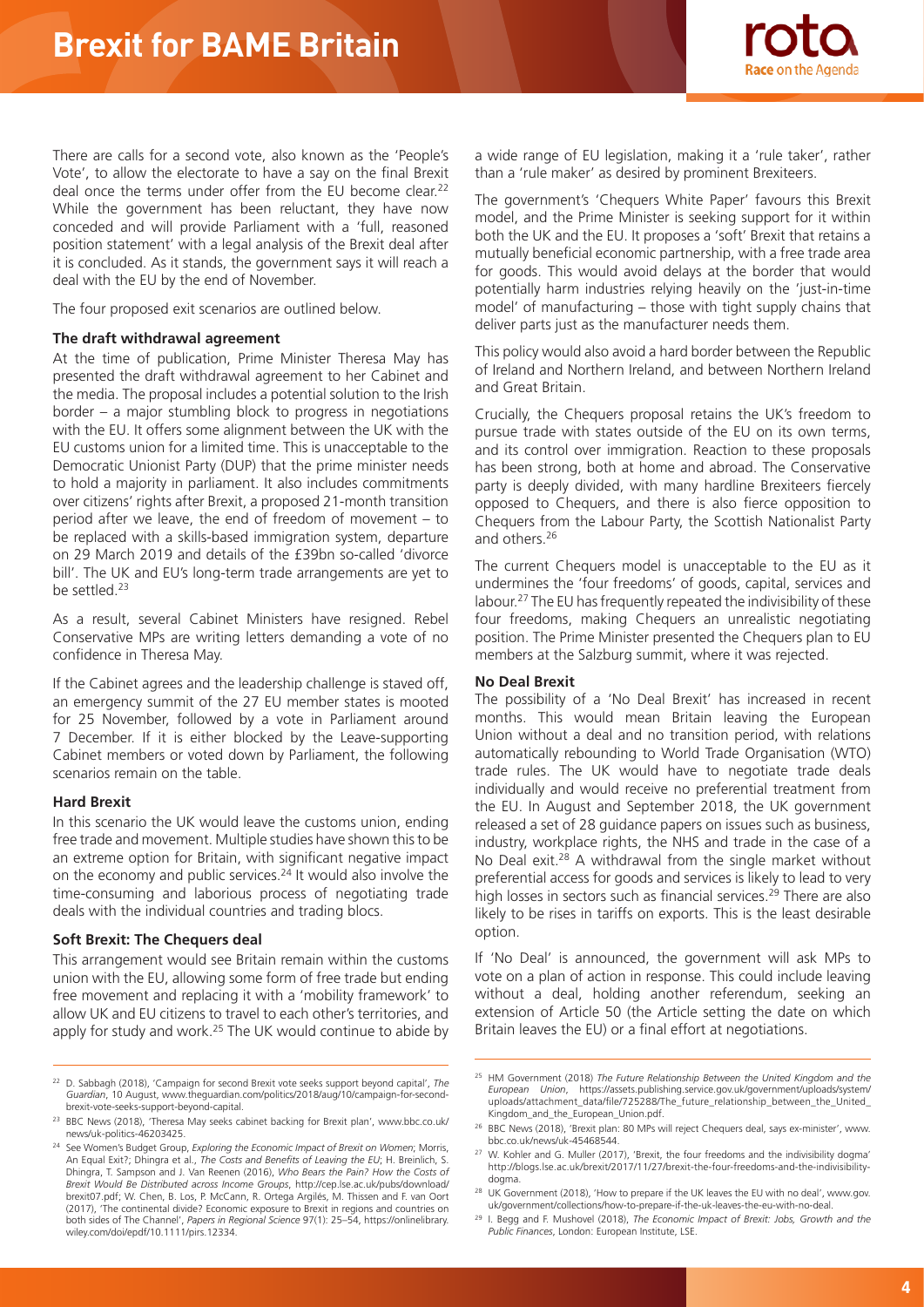There are calls for a second vote, also known as the 'People's Vote', to allow the electorate to have a say on the final Brexit deal once the terms under offer from the EU become clear.[22] While the government has been reluctant, they have now conceded and will provide Parliament with a 'full, reasoned position statement' with a legal analysis of the Brexit deal after it is concluded. As it stands, the government says it will reach a deal with the EU by the end of November.

The four proposed exit scenarios are outlined below.

### The draft withdrawal agreement

At the time of publication, Prime Minister Theresa May has presented the draft withdrawal agreement to her Cabinet and the media. The proposal includes a potential solution to the Irish border – a major stumbling block to progress in negotiations with the EU. It offers some alignment between the UK with the EU customs union for a limited time. This is unacceptable to the Democratic Unionist Party (DUP) that the prime minister needs to hold a majority in parliament. It also includes commitments over citizens' rights after Brexit, a proposed 21-month transition period after we leave, the end of freedom of movement – to be replaced with a skills-based immigration system, departure on 29 March 2019 and details of the £39bn so-called 'divorce bill'. The UK and EU's long-term trade arrangements are yet to be settled.[23]

As a result, several Cabinet Ministers have resigned. Rebel Conservative MPs are writing letters demanding a vote of no confidence in Theresa May.

If the Cabinet agrees and the leadership challenge is staved off, an emergency summit of the 27 EU member states is mooted for 25 November, followed by a vote in Parliament around 7 December. If it is either blocked by the Leave-supporting Cabinet members or voted down by Parliament, the following scenarios remain on the table.

### Hard Brexit

In this scenario the UK would leave the customs union, ending free trade and movement. Multiple studies have shown this to be an extreme option for Britain, with significant negative impact on the economy and public services.[24] It would also involve the time-consuming and laborious process of negotiating trade deals with the individual countries and trading blocs.

### Soft Brexit: The Chequers deal

This arrangement would see Britain remain within the customs union with the EU, allowing some form of free trade but ending free movement and replacing it with a 'mobility framework' to allow UK and EU citizens to travel to each other's territories, and apply for study and work.[25] The UK would continue to abide by a wide range of EU legislation, making it a 'rule taker', rather than a 'rule maker' as desired by prominent Brexiteers.

The government's 'Chequers White Paper' favours this Brexit model, and the Prime Minister is seeking support for it within both the UK and the EU. It proposes a 'soft' Brexit that retains a mutually beneficial economic partnership, with a free trade area for goods. This would avoid delays at the border that would potentially harm industries relying heavily on the 'just-in-time model' of manufacturing – those with tight supply chains that deliver parts just as the manufacturer needs them.

This policy would also avoid a hard border between the Republic of Ireland and Northern Ireland, and between Northern Ireland and Great Britain.

Crucially, the Chequers proposal retains the UK's freedom to pursue trade with states outside of the EU on its own terms, and its control over immigration. Reaction to these proposals has been strong, both at home and abroad. The Conservative party is deeply divided, with many hardline Brexiteers fiercely opposed to Chequers, and there is also fierce opposition to Chequers from the Labour Party, the Scottish Nationalist Party and others.[26]

The current Chequers model is unacceptable to the EU as it undermines the 'four freedoms' of goods, capital, services and labour.[27] The EU has frequently repeated the indivisibility of these four freedoms, making Chequers an unrealistic negotiating position. The Prime Minister presented the Chequers plan to EU members at the Salzburg summit, where it was rejected.

### No Deal Brexit

The possibility of a 'No Deal Brexit' has increased in recent months. This would mean Britain leaving the European Union without a deal and no transition period, with relations automatically rebounding to World Trade Organisation (WTO) trade rules. The UK would have to negotiate trade deals individually and would receive no preferential treatment from the EU. In August and September 2018, the UK government released a set of 28 guidance papers on issues such as business, industry, workplace rights, the NHS and trade in the case of a No Deal exit.[28] A withdrawal from the single market without preferential access for goods and services is likely to lead to very high losses in sectors such as financial services.[29] There are also likely to be rises in tariffs on exports. This is the least desirable option.

If 'No Deal' is announced, the government will ask MPs to vote on a plan of action in response. This could include leaving without a deal, holding another referendum, seeking an extension of Article 50 (the Article setting the date on which Britain leaves the EU) or a final effort at negotiations.

---

[22] D. Sabbagh (2018), 'Campaign for second Brexit vote seeks support beyond capital', *The Guardian*, 10 August, www.theguardian.com/politics/2018/aug/10/campaign-for-second-brexit-vote-seeks-support-beyond-capital.

[23] BBC News (2018), 'Theresa May seeks cabinet backing for Brexit plan', www.bbc.co.uk/news/uk-politics-46203425.

[24] See Women's Budget Group, *Exploring the Economic Impact of Brexit on Women*; Morris, An Equal Exit?; Dhingra et al., *The Costs and Benefits of Leaving the EU*; H. Breinlich, S. Dhingra, T. Sampson and J. Van Reenen (2016), *Who Bears the Pain? How the Costs of Brexit Would Be Distributed across Income Groups*, http://cep.lse.ac.uk/pubs/download/brexit07.pdf; W. Chen, B. Los, P. McCann, R. Ortega Argilés, M. Thissen and F. van Oort (2017), 'The continental divide? Economic exposure to Brexit in regions and countries on both sides of The Channel', *Papers in Regional Science* 97(1): 25–54, https://onlinelibrary.wiley.com/doi/epdf/10.1111/pirs.12334.

[25] HM Government (2018) *The Future Relationship Between the United Kingdom and the European Union*, https://assets.publishing.service.gov.uk/government/uploads/system/uploads/attachment_data/file/725288/The_future_relationship_between_the_United_Kingdom_and_the_European_Union.pdf.

[26] BBC News (2018), 'Brexit plan: 80 MPs will reject Chequers deal, says ex-minister', www.bbc.co.uk/news/uk-45468544.

[27] W. Kohler and G. Muller (2017), 'Brexit, the four freedoms and the indivisibility dogma' http://blogs.lse.ac.uk/brexit/2017/11/27/brexit-the-four-freedoms-and-the-indivisibility-dogma.

[28] UK Government (2018), 'How to prepare if the UK leaves the EU with no deal', www.gov.uk/government/collections/how-to-prepare-if-the-uk-leaves-the-eu-with-no-deal.

[29] I. Begg and F. Mushovel (2018), *The Economic Impact of Brexit: Jobs, Growth and the Public Finances*, London: European Institute, LSE.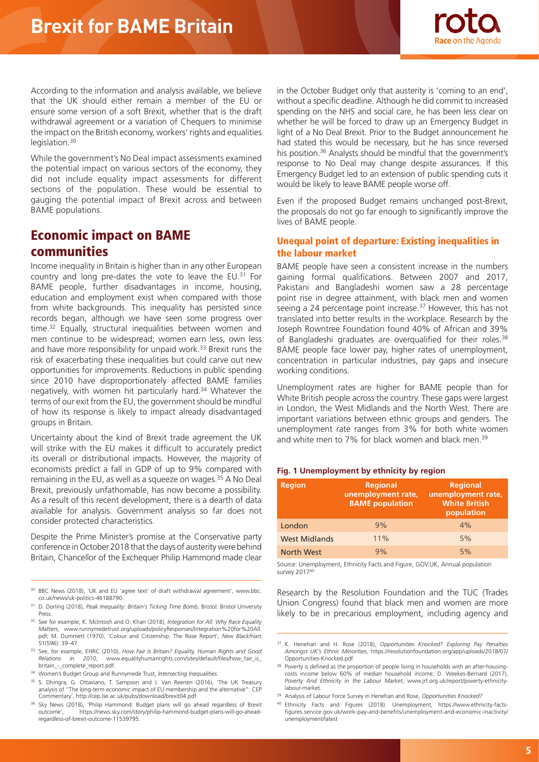According to the information and analysis available, we believe that the UK should either remain a member of the EU or ensure some version of a soft Brexit, whether that is the draft withdrawal agreement or a variation of Chequers to minimise the impact on the British economy, workers' rights and equalities legislation.[30]

While the government's No Deal impact assessments examined the potential impact on various sectors of the economy, they did not include equality impact assessments for different sections of the population. These would be essential to gauging the potential impact of Brexit across and between BAME populations.

## Economic impact on BAME communities

Income inequality in Britain is higher than in any other European country and long pre-dates the vote to leave the EU.[31] For BAME people, further disadvantages in income, housing, education and employment exist when compared with those from white backgrounds. This inequality has persisted since records began, although we have seen some progress over time.[32] Equally, structural inequalities between women and men continue to be widespread; women earn less, own less and have more responsibility for unpaid work.[33] Brexit runs the risk of exacerbating these inequalities but could carve out new opportunities for improvements. Reductions in public spending since 2010 have disproportionately affected BAME families negatively, with women hit particularly hard.[34] Whatever the terms of our exit from the EU, the government should be mindful of how its response is likely to impact already disadvantaged groups in Britain.

Uncertainty about the kind of Brexit trade agreement the UK will strike with the EU makes it difficult to accurately predict its overall or distributional impacts. However, the majority of economists predict a fall in GDP of up to 9% compared with remaining in the EU, as well as a squeeze on wages.[35] A No Deal Brexit, previously unfathomable, has now become a possibility. As a result of this recent development, there is a dearth of data available for analysis. Government analysis so far does not consider protected characteristics.

Despite the Prime Minister's promise at the Conservative party conference in October 2018 that the days of austerity were behind Britain, Chancellor of the Exchequer Philip Hammond made clear in the October Budget only that austerity is 'coming to an end', without a specific deadline. Although he did commit to increased spending on the NHS and social care, he has been less clear on whether he will be forced to draw up an Emergency Budget in light of a No Deal Brexit. Prior to the Budget announcement he had stated this would be necessary, but he has since reversed his position.[36] Analysts should be mindful that the government's response to No Deal may change despite assurances. If this Emergency Budget led to an extension of public spending cuts it would be likely to leave BAME people worse off.

Even if the proposed Budget remains unchanged post-Brexit, the proposals do not go far enough to significantly improve the lives of BAME people.

### Unequal point of departure: Existing inequalities in the labour market

BAME people have seen a consistent increase in the numbers gaining formal qualifications. Between 2007 and 2017, Pakistani and Bangladeshi women saw a 28 percentage point rise in degree attainment, with black men and women seeing a 24 percentage point increase.[37] However, this has not translated into better results in the workplace. Research by the Joseph Rowntree Foundation found 40% of African and 39% of Bangladeshi graduates are overqualified for their roles.[38] BAME people face lower pay, higher rates of unemployment, concentration in particular industries, pay gaps and insecure working conditions.

Unemployment rates are higher for BAME people than for White British people across the country. These gaps were largest in London, the West Midlands and the North West. There are important variations between ethnic groups and genders. The unemployment rate ranges from 3% for both white women and white men to 7% for black women and black men.[39]

**Fig. 1 Unemployment by ethnicity by region**

| Region | Regional unemployment rate, BAME population | Regional unemployment rate, White British population |
|---|---|---|
| London | 9% | 4% |
| West Midlands | 11% | 5% |
| North West | 9% | 5% |

Source: Unemployment, Ethnicity Facts and Figure, GOV.UK, Annual population survey 2017[40]

Research by the Resolution Foundation and the TUC (Trades Union Congress) found that black men and women are more likely to be in precarious employment, including agency and

---

[30] BBC News (2018), 'UK and EU 'agree text' of draft withdrawal agreement', www.bbc.co.uk/news/uk-politics-46188790.

[31] D. Dorling (2018), *Peak Inequality: Britain's Ticking Time Bomb*, Bristol: Bristol University Press.

[32] See for example, K. McIntosh and O. Khan (2018), *Integration for All: Why Race Equality Matters*, www.runnymedetrust.org/uploads/policyResponses/Integration%20for%20All.pdf; M. Dummett (1970), 'Colour and Citizenship: The Rose Report', *New Blackfriars* 51(596): 39–47.

[33] See, for example, EHRC (2010), *How Fair Is Britain? Equality, Human Rights and Good Relations in 2010*, www.equalityhumanrights.com/sites/default/files/how_fair_is_britain_-_complete_report.pdf.

[34] Women's Budget Group and Runnymede Trust, *Intersecting Inequalities*.

[35] S. Dhingra, G. Ottaviano, T. Sampson and J. Van Reenen (2016), 'The UK Treasury analysis of "The long-term economic impact of EU membership and the alternative": CEP Commentary', http://cep.lse.ac.uk/pubs/download/brexit04.pdf.

[36] Sky News (2018), 'Philip Hammond: Budget plans will go ahead regardless of Brexit outcome', https://news.sky.com/story/philip-hammond-budget-plans-will-go-ahead-regardless-of-brexit-outcome-11539795.

[37] K. Henehan and H. Rose (2018), *Opportunities Knocked? Exploring Pay Penalties Amongst UK's Ethnic Minorities*, https://resolutionfoundation.org/app/uploads/2018/07/Opportunities-Knocked.pdf.

[38] Poverty is defined as the proportion of people living in households with an after-housing-costs income below 60% of median household income; D. Weekes-Bernard (2017), *Poverty And Ethnicity in the Labour Market*, www.jrf.org.uk/report/poverty-ethnicity-labour-market.

[39] Analysis of Labour Force Survey in Henehan and Rose, *Opportunities Knocked?*

[40] Ethnicity Facts and Figures (2018). Unemployment, https://www.ethnicity-facts-figures.service.gov.uk/work-pay-and-benefits/unemployment-and-economic-inactivity/unemployment/latest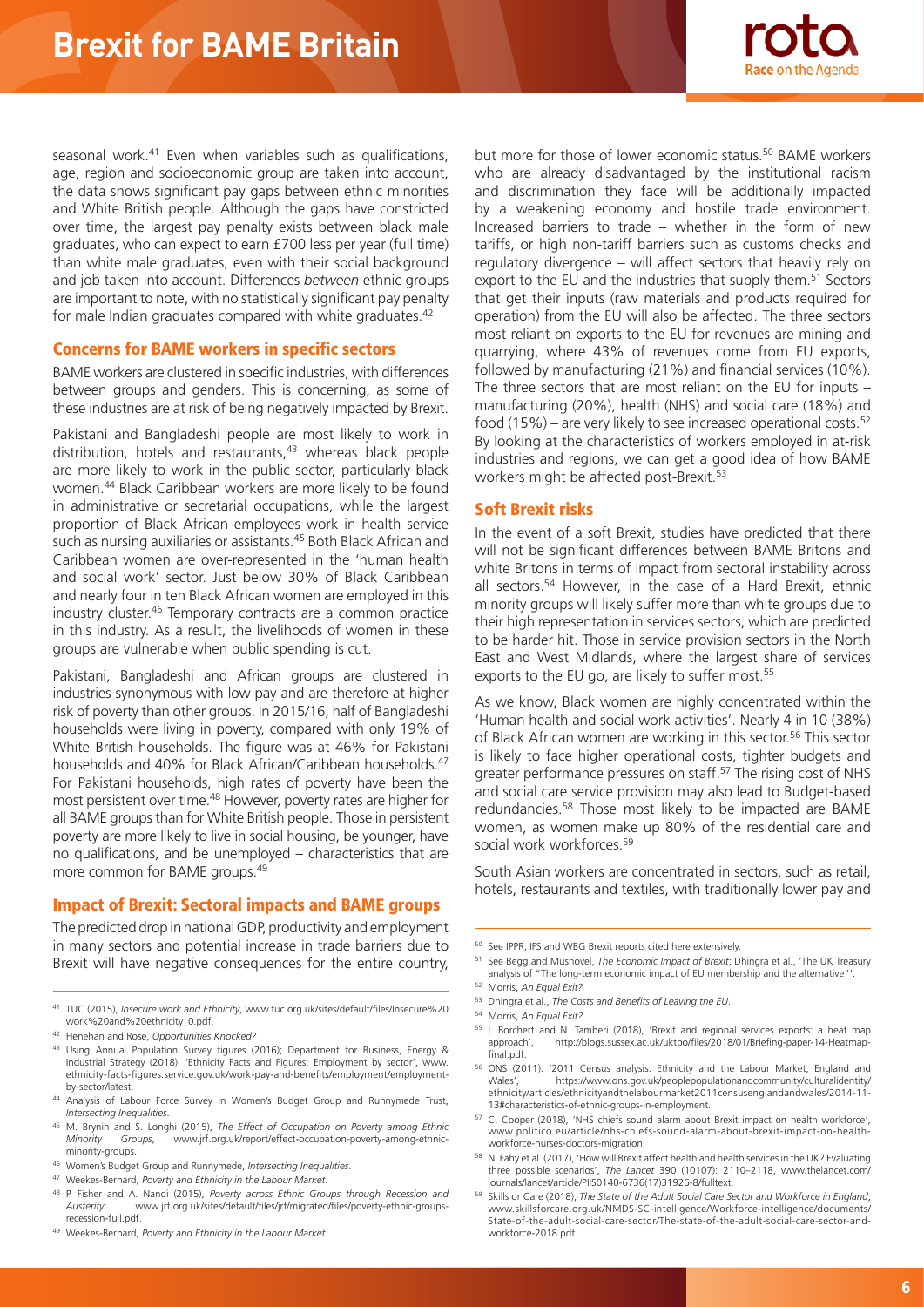seasonal work.[41] Even when variables such as qualifications, age, region and socioeconomic group are taken into account, the data shows significant pay gaps between ethnic minorities and White British people. Although the gaps have constricted over time, the largest pay penalty exists between black male graduates, who can expect to earn £700 less per year (full time) than white male graduates, even with their social background and job taken into account. Differences *between* ethnic groups are important to note, with no statistically significant pay penalty for male Indian graduates compared with white graduates.[42]

## Concerns for BAME workers in specific sectors

BAME workers are clustered in specific industries, with differences between groups and genders. This is concerning, as some of these industries are at risk of being negatively impacted by Brexit.

Pakistani and Bangladeshi people are most likely to work in distribution, hotels and restaurants,[43] whereas black people are more likely to work in the public sector, particularly black women.[44] Black Caribbean workers are more likely to be found in administrative or secretarial occupations, while the largest proportion of Black African employees work in health service such as nursing auxiliaries or assistants.[45] Both Black African and Caribbean women are over-represented in the 'human health and social work' sector. Just below 30% of Black Caribbean and nearly four in ten Black African women are employed in this industry cluster.[46] Temporary contracts are a common practice in this industry. As a result, the livelihoods of women in these groups are vulnerable when public spending is cut.

Pakistani, Bangladeshi and African groups are clustered in industries synonymous with low pay and are therefore at higher risk of poverty than other groups. In 2015/16, half of Bangladeshi households were living in poverty, compared with only 19% of White British households. The figure was at 46% for Pakistani households and 40% for Black African/Caribbean households.[47] For Pakistani households, high rates of poverty have been the most persistent over time.[48] However, poverty rates are higher for all BAME groups than for White British people. Those in persistent poverty are more likely to live in social housing, be younger, have no qualifications, and be unemployed – characteristics that are more common for BAME groups.[49]

## Impact of Brexit: Sectoral impacts and BAME groups

The predicted drop in national GDP, productivity and employment in many sectors and potential increase in trade barriers due to Brexit will have negative consequences for the entire country, but more for those of lower economic status.[50] BAME workers who are already disadvantaged by the institutional racism and discrimination they face will be additionally impacted by a weakening economy and hostile trade environment. Increased barriers to trade – whether in the form of new tariffs, or high non-tariff barriers such as customs checks and regulatory divergence – will affect sectors that heavily rely on export to the EU and the industries that supply them.[51] Sectors that get their inputs (raw materials and products required for operation) from the EU will also be affected. The three sectors most reliant on exports to the EU for revenues are mining and quarrying, where 43% of revenues come from EU exports, followed by manufacturing (21%) and financial services (10%). The three sectors that are most reliant on the EU for inputs – manufacturing (20%), health (NHS) and social care (18%) and food (15%) – are very likely to see increased operational costs.[52] By looking at the characteristics of workers employed in at-risk industries and regions, we can get a good idea of how BAME workers might be affected post-Brexit.[53]

## Soft Brexit risks

In the event of a soft Brexit, studies have predicted that there will not be significant differences between BAME Britons and white Britons in terms of impact from sectoral instability across all sectors.[54] However, in the case of a Hard Brexit, ethnic minority groups will likely suffer more than white groups due to their high representation in services sectors, which are predicted to be harder hit. Those in service provision sectors in the North East and West Midlands, where the largest share of services exports to the EU go, are likely to suffer most.[55]

As we know, Black women are highly concentrated within the 'Human health and social work activities'. Nearly 4 in 10 (38%) of Black African women are working in this sector.[56] This sector is likely to face higher operational costs, tighter budgets and greater performance pressures on staff.[57] The rising cost of NHS and social care service provision may also lead to Budget-based redundancies.[58] Those most likely to be impacted are BAME women, as women make up 80% of the residential care and social work workforces.[59]

South Asian workers are concentrated in sectors, such as retail, hotels, restaurants and textiles, with traditionally lower pay and

---

[41] TUC (2015), *Insecure work and Ethnicity*, www.tuc.org.uk/sites/default/files/Insecure%20work%20and%20ethnicity_0.pdf.

[42] Henehan and Rose, *Opportunities Knocked?*

[43] Using Annual Population Survey figures (2016); Department for Business, Energy & Industrial Strategy (2018), 'Ethnicity Facts and Figures: Employment by sector', www.ethnicity-facts-figures.service.gov.uk/work-pay-and-benefits/employment/employment-by-sector/latest.

[44] Analysis of Labour Force Survey in Women's Budget Group and Runnymede Trust, *Intersecting Inequalities*.

[45] M. Brynin and S. Longhi (2015), *The Effect of Occupation on Poverty among Ethnic Minority Groups*, www.jrf.org.uk/report/effect-occupation-poverty-among-ethnic-minority-groups.

[46] Women's Budget Group and Runnymede, *Intersecting Inequalities*.

[47] Weekes-Bernard, *Poverty and Ethnicity in the Labour Market*.

[48] P. Fisher and A. Nandi (2015), *Poverty across Ethnic Groups through Recession and Austerity*, www.jrf.org.uk/sites/default/files/jrf/migrated/files/poverty-ethnic-groups-recession-full.pdf.

[49] Weekes-Bernard, *Poverty and Ethnicity in the Labour Market*.

[50] See IPPR, IFS and WBG Brexit reports cited here extensively.

[51] See Begg and Mushovel, *The Economic Impact of Brexit*; Dhingra et al., 'The UK Treasury analysis of "The long-term economic impact of EU membership and the alternative"'.

[52] Morris, *An Equal Exit?*

[53] Dhingra et al., *The Costs and Benefits of Leaving the EU*.

[54] Morris, *An Equal Exit?*

[55] I. Borchert and N. Tamberi (2018), 'Brexit and regional services exports: a heat map approach', http://blogs.sussex.ac.uk/uktpo/files/2018/01/Briefing-paper-14-Heatmap-final.pdf.

[56] ONS (2011). '2011 Census analysis: Ethnicity and the Labour Market, England and Wales', https://www.ons.gov.uk/peoplepopulationandcommunity/culturalidentity/ethnicity/articles/ethnicityandthelabourmarket2011censusenglandandwales/2014-11-13#characteristics-of-ethnic-groups-in-employment.

[57] C. Cooper (2018), 'NHS chiefs sound alarm about Brexit impact on health workforce', www.politico.eu/article/nhs-chiefs-sound-alarm-about-brexit-impact-on-health-workforce-nurses-doctors-migration.

[58] N. Fahy et al. (2017), 'How will Brexit affect health and health services in the UK? Evaluating three possible scenarios', *The Lancet* 390 (10107): 2110–2118, www.thelancet.com/journals/lancet/article/PIIS0140-6736(17)31926-8/fulltext.

[59] Skills or Care (2018), *The State of the Adult Social Care Sector and Workforce in England*, www.skillsforcare.org.uk/NMDS-SC-intelligence/Workforce-intelligence/documents/State-of-the-adult-social-care-sector/The-state-of-the-adult-social-care-sector-and-workforce-2018.pdf.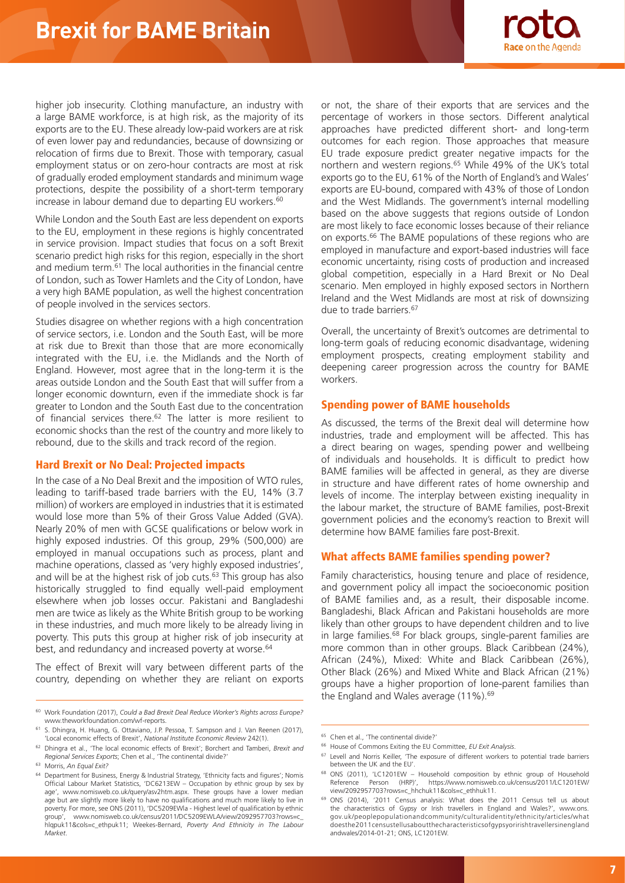higher job insecurity. Clothing manufacture, an industry with a large BAME workforce, is at high risk, as the majority of its exports are to the EU. These already low-paid workers are at risk of even lower pay and redundancies, because of downsizing or relocation of firms due to Brexit. Those with temporary, casual employment status or on zero-hour contracts are most at risk of gradually eroded employment standards and minimum wage protections, despite the possibility of a short-term temporary increase in labour demand due to departing EU workers.[60]

While London and the South East are less dependent on exports to the EU, employment in these regions is highly concentrated in service provision. Impact studies that focus on a soft Brexit scenario predict high risks for this region, especially in the short and medium term.[61] The local authorities in the financial centre of London, such as Tower Hamlets and the City of London, have a very high BAME population, as well the highest concentration of people involved in the services sectors.

Studies disagree on whether regions with a high concentration of service sectors, i.e. London and the South East, will be more at risk due to Brexit than those that are more economically integrated with the EU, i.e. the Midlands and the North of England. However, most agree that in the long-term it is the areas outside London and the South East that will suffer from a longer economic downturn, even if the immediate shock is far greater to London and the South East due to the concentration of financial services there.[62] The latter is more resilient to economic shocks than the rest of the country and more likely to rebound, due to the skills and track record of the region.

### Hard Brexit or No Deal: Projected impacts

In the case of a No Deal Brexit and the imposition of WTO rules, leading to tariff-based trade barriers with the EU, 14% (3.7 million) of workers are employed in industries that it is estimated would lose more than 5% of their Gross Value Added (GVA). Nearly 20% of men with GCSE qualifications or below work in highly exposed industries. Of this group, 29% (500,000) are employed in manual occupations such as process, plant and machine operations, classed as 'very highly exposed industries', and will be at the highest risk of job cuts.[63] This group has also historically struggled to find equally well-paid employment elsewhere when job losses occur. Pakistani and Bangladeshi men are twice as likely as the White British group to be working in these industries, and much more likely to be already living in poverty. This puts this group at higher risk of job insecurity at best, and redundancy and increased poverty at worse.[64]

The effect of Brexit will vary between different parts of the country, depending on whether they are reliant on exports or not, the share of their exports that are services and the percentage of workers in those sectors. Different analytical approaches have predicted different short- and long-term outcomes for each region. Those approaches that measure EU trade exposure predict greater negative impacts for the northern and western regions.[65] While 49% of the UK's total exports go to the EU, 61% of the North of England's and Wales' exports are EU-bound, compared with 43% of those of London and the West Midlands. The government's internal modelling based on the above suggests that regions outside of London are most likely to face economic losses because of their reliance on exports.[66] The BAME populations of these regions who are employed in manufacture and export-based industries will face economic uncertainty, rising costs of production and increased global competition, especially in a Hard Brexit or No Deal scenario. Men employed in highly exposed sectors in Northern Ireland and the West Midlands are most at risk of downsizing due to trade barriers.[67]

Overall, the uncertainty of Brexit's outcomes are detrimental to long-term goals of reducing economic disadvantage, widening employment prospects, creating employment stability and deepening career progression across the country for BAME workers.

## Spending power of BAME households

As discussed, the terms of the Brexit deal will determine how industries, trade and employment will be affected. This has a direct bearing on wages, spending power and wellbeing of individuals and households. It is difficult to predict how BAME families will be affected in general, as they are diverse in structure and have different rates of home ownership and levels of income. The interplay between existing inequality in the labour market, the structure of BAME families, post-Brexit government policies and the economy's reaction to Brexit will determine how BAME families fare post-Brexit.

### What affects BAME families spending power?

Family characteristics, housing tenure and place of residence, and government policy all impact the socioeconomic position of BAME families and, as a result, their disposable income. Bangladeshi, Black African and Pakistani households are more likely than other groups to have dependent children and to live in large families.[68] For black groups, single-parent families are more common than in other groups. Black Caribbean (24%), African (24%), Mixed: White and Black Caribbean (26%), Other Black (26%) and Mixed White and Black African (21%) groups have a higher proportion of lone-parent families than the England and Wales average (11%).[69]

---

[60] Work Foundation (2017), *Could a Bad Brexit Deal Reduce Worker's Rights across Europe?* www.theworkfoundation.com/wf-reports.

[61] S. Dhingra, H. Huang, G. Ottaviano, J.P. Pessoa, T. Sampson and J. Van Reenen (2017), 'Local economic effects of Brexit', *National Institute Economic Review* 242(1).

[62] Dhingra et al., 'The local economic effects of Brexit'; Borchert and Tamberi, *Brexit and Regional Services Exports*; Chen et al., 'The continental divide?'

[63] Morris, *An Equal Exit?*

[64] Department for Business, Energy & Industrial Strategy, 'Ethnicity facts and figures'; Nomis Official Labour Market Statistics, 'DC6213EW – Occupation by ethnic group by sex by age', www.nomisweb.co.uk/query/asv2htm.aspx. These groups have a lower median age but are slightly more likely to have no qualifications and much more likely to live in poverty. For more, see ONS (2011), 'DC5209EWla - Highest level of qualification by ethnic group', www.nomisweb.co.uk/census/2011/DC5209EWLA/view/2092957703?rows=c_hlqpuk11&cols=c_ethpuk11; Weekes-Bernard, *Poverty And Ethnicity in The Labour Market*.

[65] Chen et al., 'The continental divide?'

[66] House of Commons Exiting the EU Committee, *EU Exit Analysis*.

[67] Levell and Norris Keiller, 'The exposure of different workers to potential trade barriers between the UK and the EU'.

[68] ONS (2011), 'LC1201EW – Household composition by ethnic group of Household Reference Person (HRP)', https://www.nomisweb.co.uk/census/2011/LC1201EW/view/2092957703?rows=c_hhchuk11&cols=c_ethhuk11.

[69] ONS (2014), '2011 Census analysis: What does the 2011 Census tell us about the characteristics of Gypsy or Irish travellers in England and Wales?', www.ons.gov.uk/peoplepopulationandcommunity/culturalidentity/ethnicity/articles/whatdoesthe2011censustellusaboutthecharacteristicsofgypsyoririshtravellersinenglandandwales/2014-01-21; ONS, LC1201EW.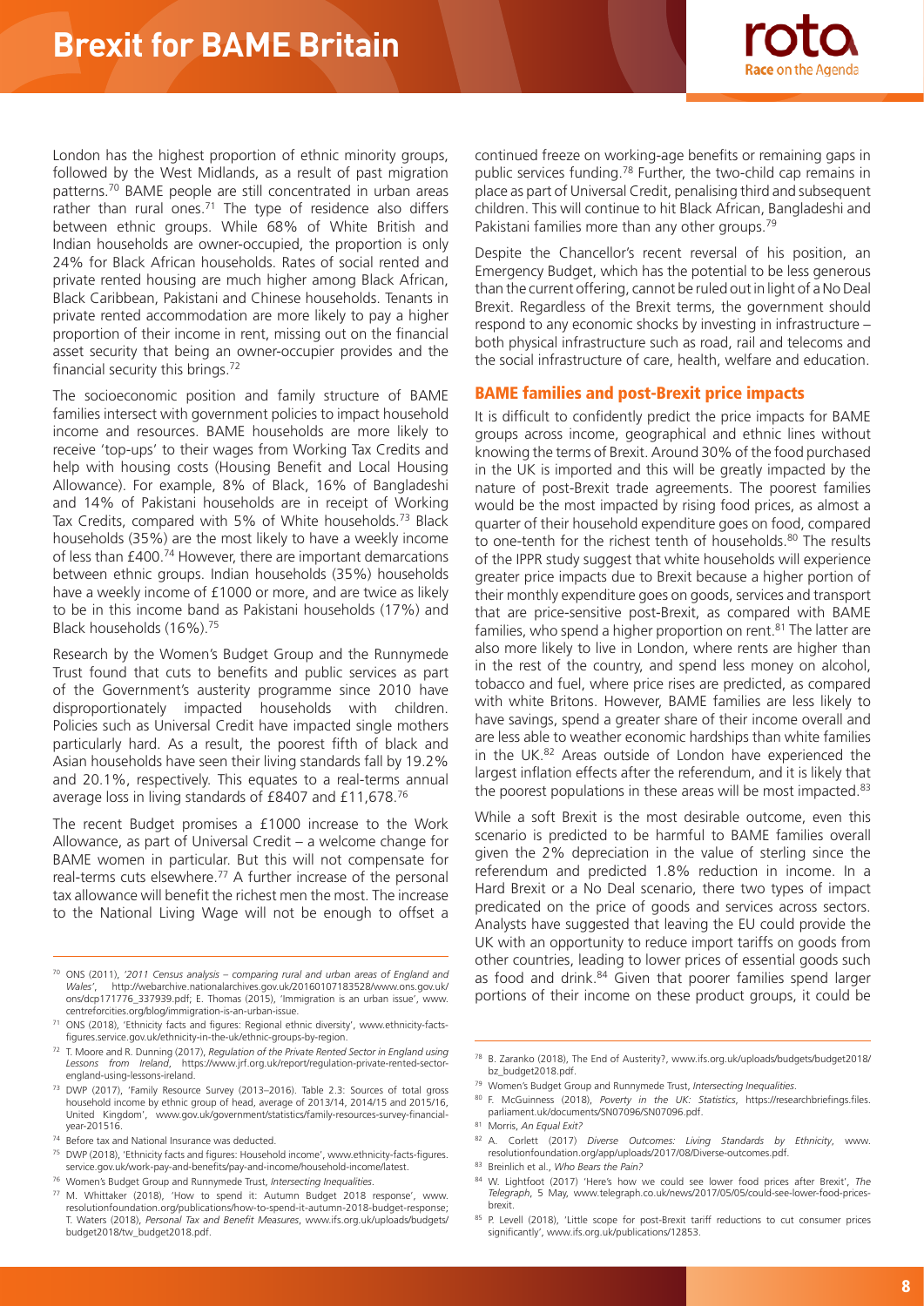London has the highest proportion of ethnic minority groups, followed by the West Midlands, as a result of past migration patterns.[70] BAME people are still concentrated in urban areas rather than rural ones.[71] The type of residence also differs between ethnic groups. While 68% of White British and Indian households are owner-occupied, the proportion is only 24% for Black African households. Rates of social rented and private rented housing are much higher among Black African, Black Caribbean, Pakistani and Chinese households. Tenants in private rented accommodation are more likely to pay a higher proportion of their income in rent, missing out on the financial asset security that being an owner-occupier provides and the financial security this brings.[72]

The socioeconomic position and family structure of BAME families intersect with government policies to impact household income and resources. BAME households are more likely to receive 'top-ups' to their wages from Working Tax Credits and help with housing costs (Housing Benefit and Local Housing Allowance). For example, 8% of Black, 16% of Bangladeshi and 14% of Pakistani households are in receipt of Working Tax Credits, compared with 5% of White households.[73] Black households (35%) are the most likely to have a weekly income of less than £400.[74] However, there are important demarcations between ethnic groups. Indian households (35%) households have a weekly income of £1000 or more, and are twice as likely to be in this income band as Pakistani households (17%) and Black households (16%).[75]

Research by the Women's Budget Group and the Runnymede Trust found that cuts to benefits and public services as part of the Government's austerity programme since 2010 have disproportionately impacted households with children. Policies such as Universal Credit have impacted single mothers particularly hard. As a result, the poorest fifth of black and Asian households have seen their living standards fall by 19.2% and 20.1%, respectively. This equates to a real-terms annual average loss in living standards of £8407 and £11,678.[76]

The recent Budget promises a £1000 increase to the Work Allowance, as part of Universal Credit – a welcome change for BAME women in particular. But this will not compensate for real-terms cuts elsewhere.[77] A further increase of the personal tax allowance will benefit the richest men the most. The increase to the National Living Wage will not be enough to offset a continued freeze on working-age benefits or remaining gaps in public services funding.[78] Further, the two-child cap remains in place as part of Universal Credit, penalising third and subsequent children. This will continue to hit Black African, Bangladeshi and Pakistani families more than any other groups.[79]

Despite the Chancellor's recent reversal of his position, an Emergency Budget, which has the potential to be less generous than the current offering, cannot be ruled out in light of a No Deal Brexit. Regardless of the Brexit terms, the government should respond to any economic shocks by investing in infrastructure – both physical infrastructure such as road, rail and telecoms and the social infrastructure of care, health, welfare and education.

## BAME families and post-Brexit price impacts

It is difficult to confidently predict the price impacts for BAME groups across income, geographical and ethnic lines without knowing the terms of Brexit. Around 30% of the food purchased in the UK is imported and this will be greatly impacted by the nature of post-Brexit trade agreements. The poorest families would be the most impacted by rising food prices, as almost a quarter of their household expenditure goes on food, compared to one-tenth for the richest tenth of households.[80] The results of the IPPR study suggest that white households will experience greater price impacts due to Brexit because a higher portion of their monthly expenditure goes on goods, services and transport that are price-sensitive post-Brexit, as compared with BAME families, who spend a higher proportion on rent.[81] The latter are also more likely to live in London, where rents are higher than in the rest of the country, and spend less money on alcohol, tobacco and fuel, where price rises are predicted, as compared with white Britons. However, BAME families are less likely to have savings, spend a greater share of their income overall and are less able to weather economic hardships than white families in the UK.[82] Areas outside of London have experienced the largest inflation effects after the referendum, and it is likely that the poorest populations in these areas will be most impacted.[83]

While a soft Brexit is the most desirable outcome, even this scenario is predicted to be harmful to BAME families overall given the 2% depreciation in the value of sterling since the referendum and predicted 1.8% reduction in income. In a Hard Brexit or a No Deal scenario, there two types of impact predicated on the price of goods and services across sectors. Analysts have suggested that leaving the EU could provide the UK with an opportunity to reduce import tariffs on goods from other countries, leading to lower prices of essential goods such as food and drink.[84] Given that poorer families spend larger portions of their income on these product groups, it could be

---

[70] ONS (2011), '*2011 Census analysis – comparing rural and urban areas of England and Wales*', http://webarchive.nationalarchives.gov.uk/20160107183528/www.ons.gov.uk/ons/dcp171776_337939.pdf; E. Thomas (2015), 'Immigration is an urban issue', www.centreforcities.org/blog/immigration-is-an-urban-issue.

[71] ONS (2018), 'Ethnicity facts and figures: Regional ethnic diversity', www.ethnicity-facts-figures.service.gov.uk/ethnicity-in-the-uk/ethnic-groups-by-region.

[72] T. Moore and R. Dunning (2017), *Regulation of the Private Rented Sector in England using Lessons from Ireland*, https://www.jrf.org.uk/report/regulation-private-rented-sector-england-using-lessons-ireland.

[73] DWP (2017), 'Family Resource Survey (2013–2016). Table 2.3: Sources of total gross household income by ethnic group of head, average of 2013/14, 2014/15 and 2015/16, United Kingdom', www.gov.uk/government/statistics/family-resources-survey-financial-year-201516.

[74] Before tax and National Insurance was deducted.

[75] DWP (2018), 'Ethnicity facts and figures: Household income', www.ethnicity-facts-figures.service.gov.uk/work-pay-and-benefits/pay-and-income/household-income/latest.

[76] Women's Budget Group and Runnymede Trust, *Intersecting Inequalities*.

[77] M. Whittaker (2018), 'How to spend it: Autumn Budget 2018 response', www.resolutionfoundation.org/publications/how-to-spend-it-autumn-2018-budget-response; T. Waters (2018), *Personal Tax and Benefit Measures*, www.ifs.org.uk/uploads/budgets/budget2018/tw_budget2018.pdf.

[78] B. Zaranko (2018), The End of Austerity?, www.ifs.org.uk/uploads/budgets/budget2018/bz_budget2018.pdf.

[79] Women's Budget Group and Runnymede Trust, *Intersecting Inequalities*.

[80] F. McGuinness (2018), *Poverty in the UK: Statistics*, https://researchbriefings.files.parliament.uk/documents/SN07096/SN07096.pdf.

[81] Morris, *An Equal Exit?*

[82] A. Corlett (2017) *Diverse Outcomes: Living Standards by Ethnicity*, www.resolutionfoundation.org/app/uploads/2017/08/Diverse-outcomes.pdf.

[83] Breinlich et al., *Who Bears the Pain?*

[84] W. Lightfoot (2017) 'Here's how we could see lower food prices after Brexit', *The Telegraph*, 5 May, www.telegraph.co.uk/news/2017/05/05/could-see-lower-food-prices-brexit.

[85] P. Levell (2018), 'Little scope for post-Brexit tariff reductions to cut consumer prices significantly', www.ifs.org.uk/publications/12853.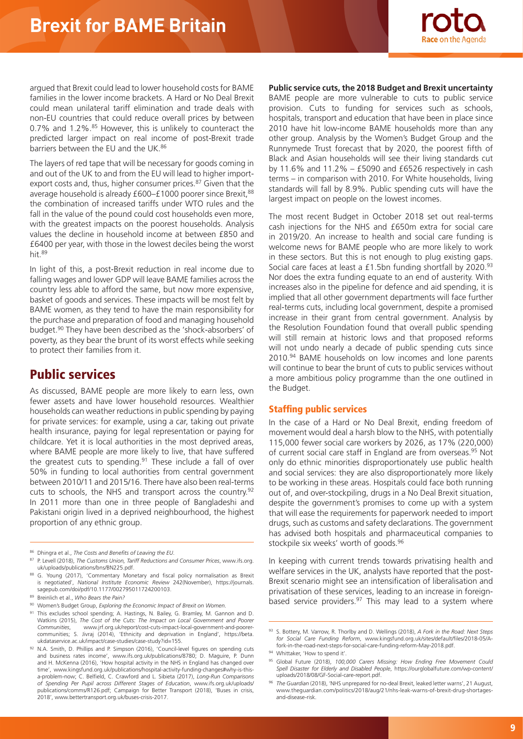argued that Brexit could lead to lower household costs for BAME families in the lower income brackets. A Hard or No Deal Brexit could mean unilateral tariff elimination and trade deals with non-EU countries that could reduce overall prices by between 0.7% and 1.2%.[85] However, this is unlikely to counteract the predicted larger impact on real income of post-Brexit trade barriers between the EU and the UK.[86]

The layers of red tape that will be necessary for goods coming in and out of the UK to and from the EU will lead to higher import-export costs and, thus, higher consumer prices.[87] Given that the average household is already £600–£1000 poorer since Brexit,[88] the combination of increased tariffs under WTO rules and the fall in the value of the pound could cost households even more, with the greatest impacts on the poorest households. Analysis values the decline in household income at between £850 and £6400 per year, with those in the lowest deciles being the worst hit.[89]

In light of this, a post-Brexit reduction in real income due to falling wages and lower GDP will leave BAME families across the country less able to afford the same, but now more expensive, basket of goods and services. These impacts will be most felt by BAME women, as they tend to have the main responsibility for the purchase and preparation of food and managing household budget.[90] They have been described as the 'shock-absorbers' of poverty, as they bear the brunt of its worst effects while seeking to protect their families from it.

## Public services

As discussed, BAME people are more likely to earn less, own fewer assets and have lower household resources. Wealthier households can weather reductions in public spending by paying for private services: for example, using a car, taking out private health insurance, paying for legal representation or paying for childcare. Yet it is local authorities in the most deprived areas, where BAME people are more likely to live, that have suffered the greatest cuts to spending.[91] These include a fall of over 50% in funding to local authorities from central government between 2010/11 and 2015/16. There have also been real-terms cuts to schools, the NHS and transport across the country.[92] In 2011 more than one in three people of Bangladeshi and Pakistani origin lived in a deprived neighbourhood, the highest proportion of any ethnic group.

**Public service cuts, the 2018 Budget and Brexit uncertainty**

BAME people are more vulnerable to cuts to public service provision. Cuts to funding for services such as schools, hospitals, transport and education that have been in place since 2010 have hit low-income BAME households more than any other group. Analysis by the Women's Budget Group and the Runnymede Trust forecast that by 2020, the poorest fifth of Black and Asian households will see their living standards cut by 11.6% and 11.2% – £5090 and £6526 respectively in cash terms – in comparison with 2010. For White households, living standards will fall by 8.9%. Public spending cuts will have the largest impact on people on the lowest incomes.

The most recent Budget in October 2018 set out real-terms cash injections for the NHS and £650m extra for social care in 2019/20. An increase to health and social care funding is welcome news for BAME people who are more likely to work in these sectors. But this is not enough to plug existing gaps. Social care faces at least a £1.5bn funding shortfall by 2020.[93] Nor does the extra funding equate to an end of austerity. With increases also in the pipeline for defence and aid spending, it is implied that all other government departments will face further real-terms cuts, including local government, despite a promised increase in their grant from central government. Analysis by the Resolution Foundation found that overall public spending will still remain at historic lows and that proposed reforms will not undo nearly a decade of public spending cuts since 2010.[94] BAME households on low incomes and lone parents will continue to bear the brunt of cuts to public services without a more ambitious policy programme than the one outlined in the Budget.

### Staffing public services

In the case of a Hard or No Deal Brexit, ending freedom of movement would deal a harsh blow to the NHS, with potentially 115,000 fewer social care workers by 2026, as 17% (220,000) of current social care staff in England are from overseas.[95] Not only do ethnic minorities disproportionately use public health and social services: they are also disproportionately more likely to be working in these areas. Hospitals could face both running out of, and over-stockpiling, drugs in a No Deal Brexit situation, despite the government's promises to come up with a system that will ease the requirements for paperwork needed to import drugs, such as customs and safety declarations. The government has advised both hospitals and pharmaceutical companies to stockpile six weeks' worth of goods.[96]

In keeping with current trends towards privatising health and welfare services in the UK, analysts have reported that the post-Brexit scenario might see an intensification of liberalisation and privatisation of these services, leading to an increase in foreign-based service providers.[97] This may lead to a system where

---

[86] Dhingra et al., *The Costs and Benefits of Leaving the EU*.

[87] P. Levell (2018), *The Customs Union, Tariff Reductions and Consumer Prices*, www.ifs.org.uk/uploads/publications/bns/BN225.pdf.

[88] G. Young (2017), 'Commentary Monetary and fiscal policy normalisation as Brexit is negotiated', *National Institute Economic Review* 242(November), https://journals.sagepub.com/doi/pdf/10.1177/002795011724200103.

[89] Breinlich et al., *Who Bears the Pain?*

[90] Women's Budget Group, *Exploring the Economic Impact of Brexit on Women*.

[91] This excludes school spending; A. Hastings, N. Bailey, G. Bramley, M. Gannon and D. Watkins (2015), *The Cost of the Cuts: The Impact on Local Government and Poorer Communities*, www.jrf.org.uk/report/cost-cuts-impact-local-government-and-poorer-communities; S. Jivraj (2014), 'Ethnicity and deprivation in England', https://beta.ukdataservice.ac.uk/impact/case-studies/case-study?id=155.

[92] N.A. Smith, D. Phillips and P. Simpson (2016), 'Council-level figures on spending cuts and business rates income', www.ifs.org.uk/publications/8780; D. Maguire, P. Dunn and H. McKenna (2016), 'How hospital activity in the NHS in England has changed over time', www.kingsfund.org.uk/publications/hospital-activity-funding-changes#why-is-this-a-problem-now; C. Belfield, C. Crawford and L. Sibieta (2017), *Long-Run Comparisons of Spending Per Pupil across Different Stages of Education*, www.ifs.org.uk/uploads/publications/comms/R126.pdf; Campaign for Better Transport (2018), 'Buses in crisis, 2018', www.bettertransport.org.uk/buses-crisis-2017.

[93] S. Bottery, M. Varrow, R. Thorlby and D. Wellings (2018), *A Fork in the Road: Next Steps for Social Care Funding Reform*, www.kingsfund.org.uk/sites/default/files/2018-05/A-fork-in-the-road-next-steps-for-social-care-funding-reform-May-2018.pdf.

[94] Whittaker, 'How to spend it'.

[95] Global Future (2018), *100,000 Carers Missing: How Ending Free Movement Could Spell Disaster for Elderly and Disabled People*, https://ourglobalfuture.com/wp-content/uploads/2018/08/GF-Social-care-report.pdf.

[96] *The Guardian* (2018), 'NHS unprepared for no-deal Brexit, leaked letter warns', 21 August, www.theguardian.com/politics/2018/aug/21/nhs-leak-warns-of-brexit-drug-shortages-and-disease-risk.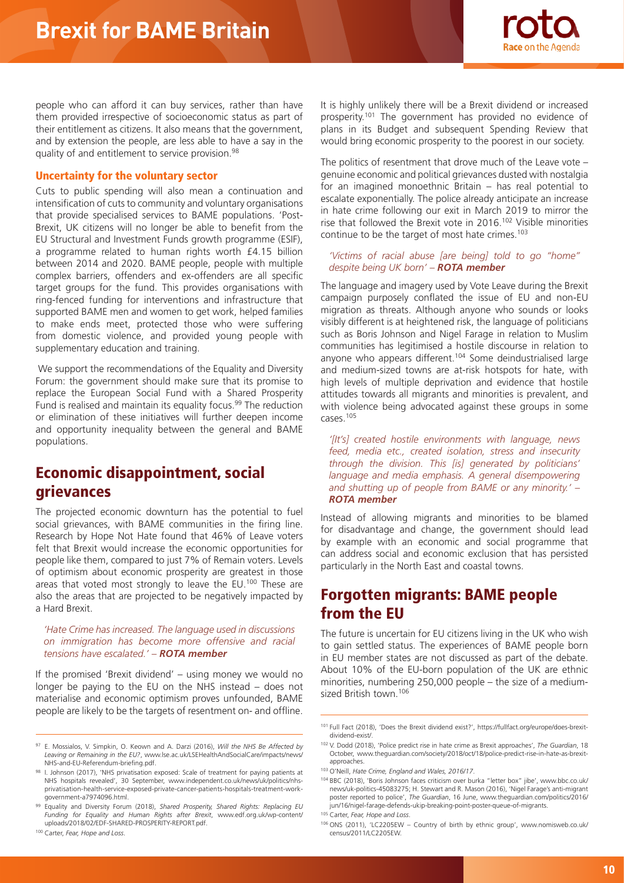people who can afford it can buy services, rather than have them provided irrespective of socioeconomic status as part of their entitlement as citizens. It also means that the government, and by extension the people, are less able to have a say in the quality of and entitlement to service provision.[98]

### Uncertainty for the voluntary sector

Cuts to public spending will also mean a continuation and intensification of cuts to community and voluntary organisations that provide specialised services to BAME populations. 'Post-Brexit, UK citizens will no longer be able to benefit from the EU Structural and Investment Funds growth programme (ESIF), a programme related to human rights worth £4.15 billion between 2014 and 2020. BAME people, people with multiple complex barriers, offenders and ex-offenders are all specific target groups for the fund. This provides organisations with ring-fenced funding for interventions and infrastructure that supported BAME men and women to get work, helped families to make ends meet, protected those who were suffering from domestic violence, and provided young people with supplementary education and training.

We support the recommendations of the Equality and Diversity Forum: the government should make sure that its promise to replace the European Social Fund with a Shared Prosperity Fund is realised and maintain its equality focus.[99] The reduction or elimination of these initiatives will further deepen income and opportunity inequality between the general and BAME populations.

## Economic disappointment, social grievances

The projected economic downturn has the potential to fuel social grievances, with BAME communities in the firing line. Research by Hope Not Hate found that 46% of Leave voters felt that Brexit would increase the economic opportunities for people like them, compared to just 7% of Remain voters. Levels of optimism about economic prosperity are greatest in those areas that voted most strongly to leave the EU.[100] These are also the areas that are projected to be negatively impacted by a Hard Brexit.

*'Hate Crime has increased. The language used in discussions on immigration has become more offensive and racial tensions have escalated.'* – ***ROTA member***

If the promised 'Brexit dividend' – using money we would no longer be paying to the EU on the NHS instead – does not materialise and economic optimism proves unfounded, BAME people are likely to be the targets of resentment on- and offline.

It is highly unlikely there will be a Brexit dividend or increased prosperity.[101] The government has provided no evidence of plans in its Budget and subsequent Spending Review that would bring economic prosperity to the poorest in our society.

The politics of resentment that drove much of the Leave vote – genuine economic and political grievances dusted with nostalgia for an imagined monoethnic Britain – has real potential to escalate exponentially. The police already anticipate an increase in hate crime following our exit in March 2019 to mirror the rise that followed the Brexit vote in 2016.[102] Visible minorities continue to be the target of most hate crimes.[103]

*'Victims of racial abuse [are being] told to go "home" despite being UK born'* – ***ROTA member***

The language and imagery used by Vote Leave during the Brexit campaign purposely conflated the issue of EU and non-EU migration as threats. Although anyone who sounds or looks visibly different is at heightened risk, the language of politicians such as Boris Johnson and Nigel Farage in relation to Muslim communities has legitimised a hostile discourse in relation to anyone who appears different.[104] Some deindustrialised large and medium-sized towns are at-risk hotspots for hate, with high levels of multiple deprivation and evidence that hostile attitudes towards all migrants and minorities is prevalent, and with violence being advocated against these groups in some cases.[105]

*'[It's] created hostile environments with language, news feed, media etc., created isolation, stress and insecurity through the division. This [is] generated by politicians' language and media emphasis. A general disempowering and shutting up of people from BAME or any minority.'* – ***ROTA member***

Instead of allowing migrants and minorities to be blamed for disadvantage and change, the government should lead by example with an economic and social programme that can address social and economic exclusion that has persisted particularly in the North East and coastal towns.

## Forgotten migrants: BAME people from the EU

The future is uncertain for EU citizens living in the UK who wish to gain settled status. The experiences of BAME people born in EU member states are not discussed as part of the debate. About 10% of the EU-born population of the UK are ethnic minorities, numbering 250,000 people – the size of a medium-sized British town.[106]

---

[97] E. Mossialos, V. Simpkin, O. Keown and A. Darzi (2016), *Will the NHS Be Affected by Leaving or Remaining in the EU?*, www.lse.ac.uk/LSEHealthAndSocialCare/impacts/news/NHS-and-EU-Referendum-briefing.pdf.

[98] I. Johnson (2017), 'NHS privatisation exposed: Scale of treatment for paying patients at NHS hospitals revealed', 30 September, www.independent.co.uk/news/uk/politics/nhs-privatisation-health-service-exposed-private-cancer-patients-hospitals-treatment-work-government-a7974096.html.

[99] Equality and Diversity Forum (2018), *Shared Prosperity, Shared Rights: Replacing EU Funding for Equality and Human Rights after Brexit*, www.edf.org.uk/wp-content/uploads/2018/02/EDF-SHARED-PROSPERITY-REPORT.pdf.

[100] Carter, *Fear, Hope and Loss*.

[101] Full Fact (2018), 'Does the Brexit dividend exist?', https://fullfact.org/europe/does-brexit-dividend-exist/.

[102] V. Dodd (2018), 'Police predict rise in hate crime as Brexit approaches', *The Guardian*, 18 October, www.theguardian.com/society/2018/oct/18/police-predict-rise-in-hate-as-brexit-approaches.

[103] O'Neill, *Hate Crime, England and Wales, 2016/17*.

[104] BBC (2018), 'Boris Johnson faces criticism over burka "letter box" jibe', www.bbc.co.uk/news/uk-politics-45083275; H. Stewart and R. Mason (2016), 'Nigel Farage's anti-migrant poster reported to police', *The Guardian*, 16 June, www.theguardian.com/politics/2016/jun/16/nigel-farage-defends-ukip-breaking-point-poster-queue-of-migrants.

[105] Carter, *Fear, Hope and Loss*.

[106] ONS (2011), 'LC2205EW – Country of birth by ethnic group', www.nomisweb.co.uk/census/2011/LC2205EW.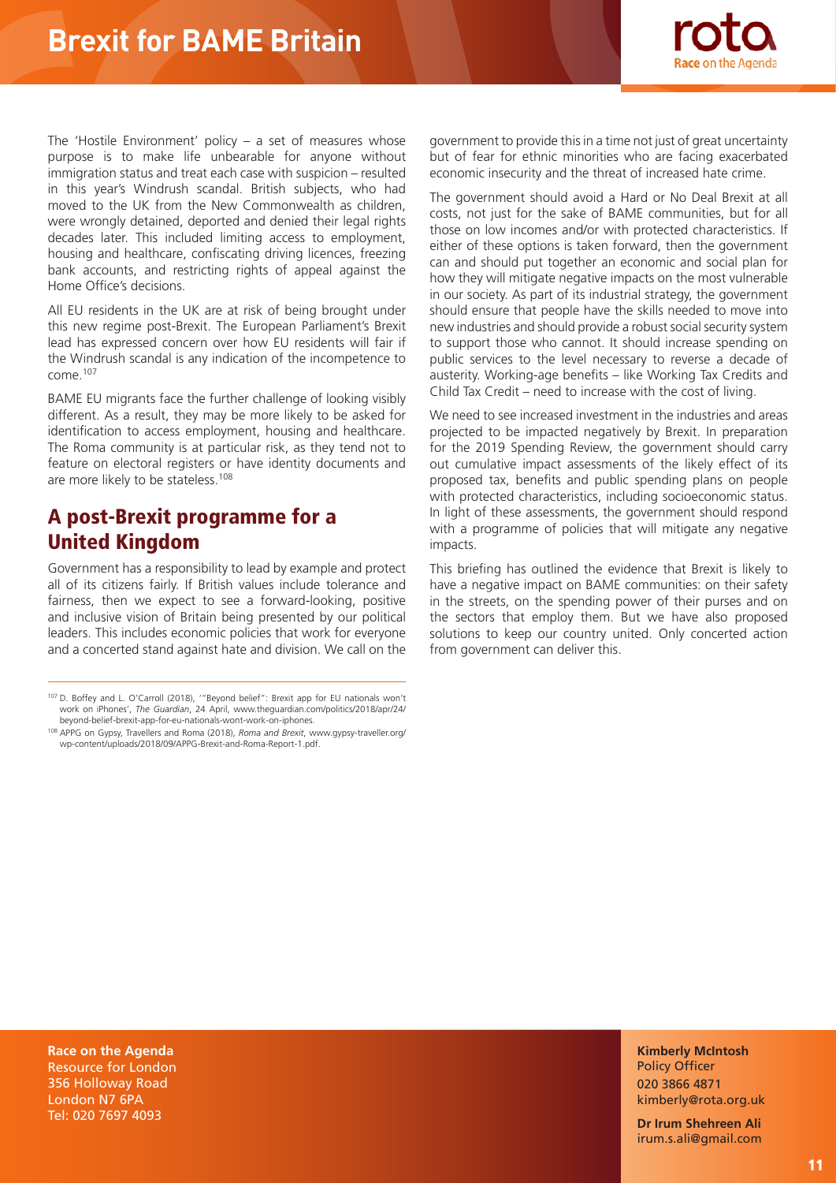The 'Hostile Environment' policy – a set of measures whose purpose is to make life unbearable for anyone without immigration status and treat each case with suspicion – resulted in this year's Windrush scandal. British subjects, who had moved to the UK from the New Commonwealth as children, were wrongly detained, deported and denied their legal rights decades later. This included limiting access to employment, housing and healthcare, confiscating driving licences, freezing bank accounts, and restricting rights of appeal against the Home Office's decisions.

All EU residents in the UK are at risk of being brought under this new regime post-Brexit. The European Parliament's Brexit lead has expressed concern over how EU residents will fair if the Windrush scandal is any indication of the incompetence to come.[107]

BAME EU migrants face the further challenge of looking visibly different. As a result, they may be more likely to be asked for identification to access employment, housing and healthcare. The Roma community is at particular risk, as they tend not to feature on electoral registers or have identity documents and are more likely to be stateless.[108]

## A post-Brexit programme for a United Kingdom

Government has a responsibility to lead by example and protect all of its citizens fairly. If British values include tolerance and fairness, then we expect to see a forward-looking, positive and inclusive vision of Britain being presented by our political leaders. This includes economic policies that work for everyone and a concerted stand against hate and division. We call on the government to provide this in a time not just of great uncertainty but of fear for ethnic minorities who are facing exacerbated economic insecurity and the threat of increased hate crime.

The government should avoid a Hard or No Deal Brexit at all costs, not just for the sake of BAME communities, but for all those on low incomes and/or with protected characteristics. If either of these options is taken forward, then the government can and should put together an economic and social plan for how they will mitigate negative impacts on the most vulnerable in our society. As part of its industrial strategy, the government should ensure that people have the skills needed to move into new industries and should provide a robust social security system to support those who cannot. It should increase spending on public services to the level necessary to reverse a decade of austerity. Working-age benefits – like Working Tax Credits and Child Tax Credit – need to increase with the cost of living.

We need to see increased investment in the industries and areas projected to be impacted negatively by Brexit. In preparation for the 2019 Spending Review, the government should carry out cumulative impact assessments of the likely effect of its proposed tax, benefits and public spending plans on people with protected characteristics, including socioeconomic status. In light of these assessments, the government should respond with a programme of policies that will mitigate any negative impacts.

This briefing has outlined the evidence that Brexit is likely to have a negative impact on BAME communities: on their safety in the streets, on the spending power of their purses and on the sectors that employ them. But we have also proposed solutions to keep our country united. Only concerted action from government can deliver this.

---

[107] D. Boffey and L. O'Carroll (2018), '"Beyond belief": Brexit app for EU nationals won't work on iPhones', *The Guardian*, 24 April, www.theguardian.com/politics/2018/apr/24/beyond-belief-brexit-app-for-eu-nationals-wont-work-on-iphones.

[108] APPG on Gypsy, Travellers and Roma (2018), *Roma and Brexit*, www.gypsy-traveller.org/wp-content/uploads/2018/09/APPG-Brexit-and-Roma-Report-1.pdf.

**Race on the Agenda**
Resource for London
356 Holloway Road
London N7 6PA
Tel: 020 7697 4093

**Kimberly McIntosh**
Policy Officer
020 3866 4871
kimberly@rota.org.uk

**Dr Irum Shehreen Ali**
irum.s.ali@gmail.com